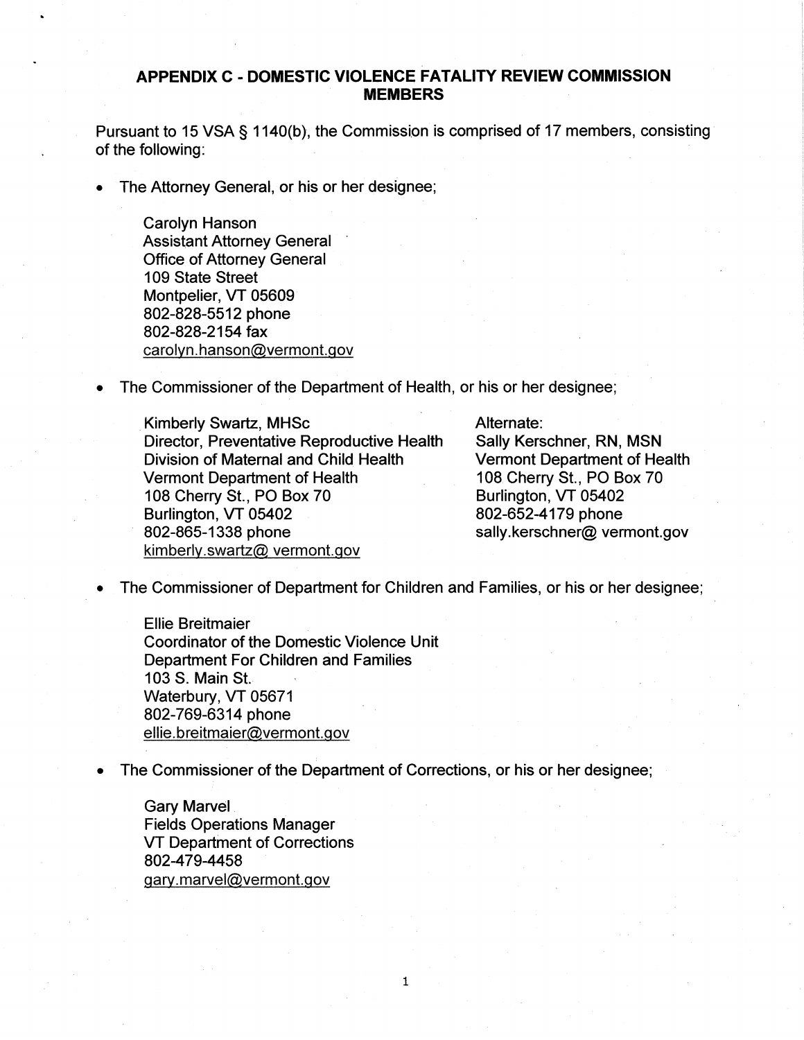## APPENDIX C - DOMESTIC VIOLENCE FATALITY REVIEW COMMISSION MEMBERS

Pursuant to 15 VSA § 1140(b), the Commission is comprised of 17 members, consisting of the following:

- The Attorney General, or his or her designee;

  Carolyn Hanson
  Assistant Attorney General
  Office of Attorney General
  109 State Street
  Montpelier, VT 05609
  802-828-5512 phone
  802-828-2154 fax
  carolyn.hanson@vermont.gov

- The Commissioner of the Department of Health, or his or her designee;

  Kimberly Swartz, MHSc
  Director, Preventative Reproductive Health
  Division of Maternal and Child Health
  Vermont Department of Health
  108 Cherry St., PO Box 70
  Burlington, VT 05402
  802-865-1338 phone
  kimberly.swartz@ vermont.gov

  Alternate:
  Sally Kerschner, RN, MSN
  Vermont Department of Health
  108 Cherry St., PO Box 70
  Burlington, VT 05402
  802-652-4179 phone
  sally.kerschner@ vermont.gov

- The Commissioner of Department for Children and Families, or his or her designee;

  Ellie Breitmaier
  Coordinator of the Domestic Violence Unit
  Department For Children and Families
  103 S. Main St.
  Waterbury, VT 05671
  802-769-6314 phone
  ellie.breitmaier@vermont.gov

- The Commissioner of the Department of Corrections, or his or her designee;

  Gary Marvel
  Fields Operations Manager
  VT Department of Corrections
  802-479-4458
  gary.marvel@vermont.gov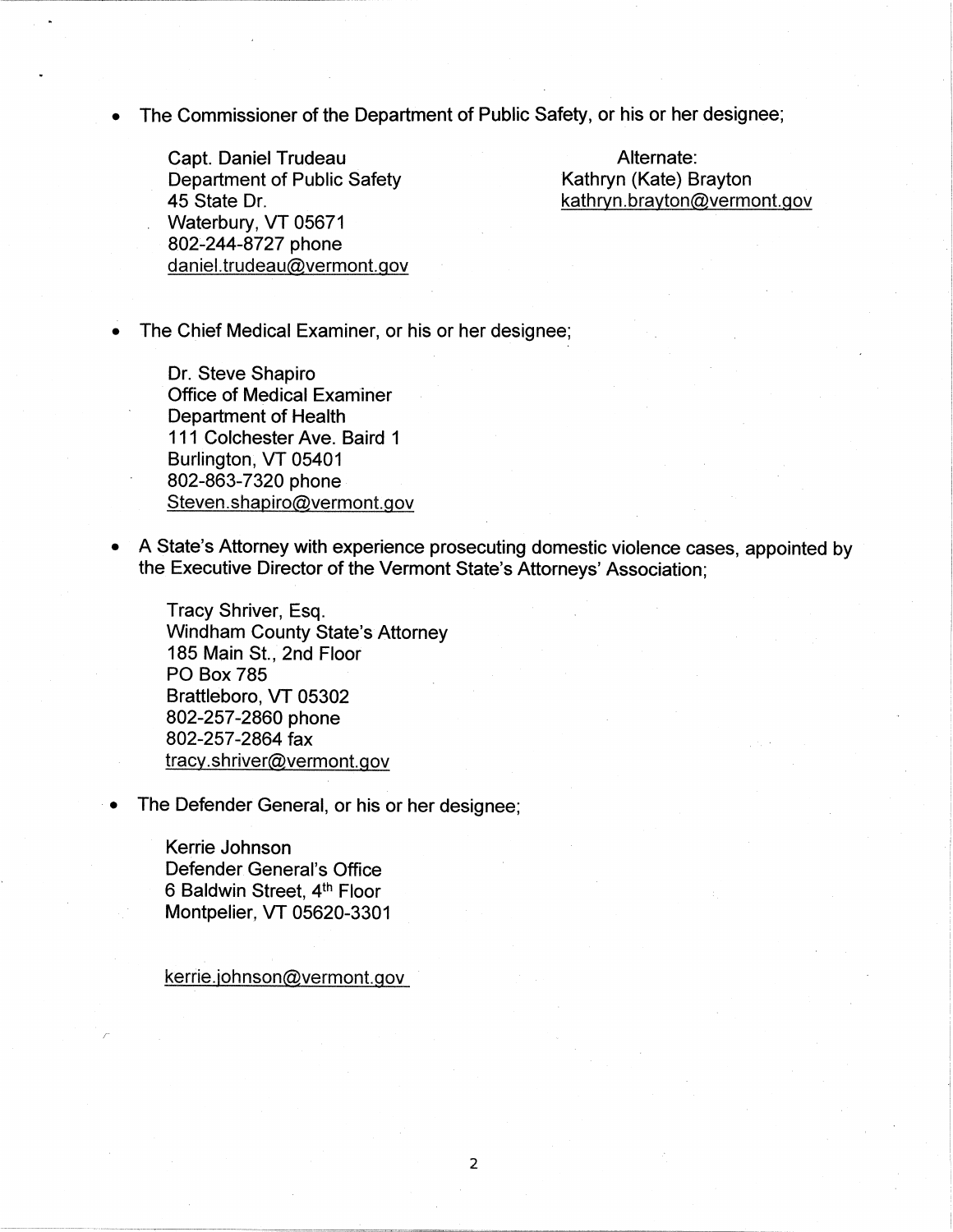- The Commissioner of the Department of Public Safety, or his or her designee;

  Capt. Daniel Trudeau
  Department of Public Safety
  45 State Dr.
  Waterbury, VT 05671
  802-244-8727 phone
  daniel.trudeau@vermont.gov

  Alternate:
  Kathryn (Kate) Brayton
  kathryn.brayton@vermont.gov

- The Chief Medical Examiner, or his or her designee;

  Dr. Steve Shapiro
  Office of Medical Examiner
  Department of Health
  111 Colchester Ave. Baird 1
  Burlington, VT 05401
  802-863-7320 phone
  Steven.shapiro@vermont.gov

- A State's Attorney with experience prosecuting domestic violence cases, appointed by the Executive Director of the Vermont State's Attorneys' Association;

  Tracy Shriver, Esq.
  Windham County State's Attorney
  185 Main St., 2nd Floor
  PO Box 785
  Brattleboro, VT 05302
  802-257-2860 phone
  802-257-2864 fax
  tracy.shriver@vermont.gov

- The Defender General, or his or her designee;

  Kerrie Johnson
  Defender General's Office
  6 Baldwin Street, 4th Floor
  Montpelier, VT 05620-3301

  kerrie.johnson@vermont.gov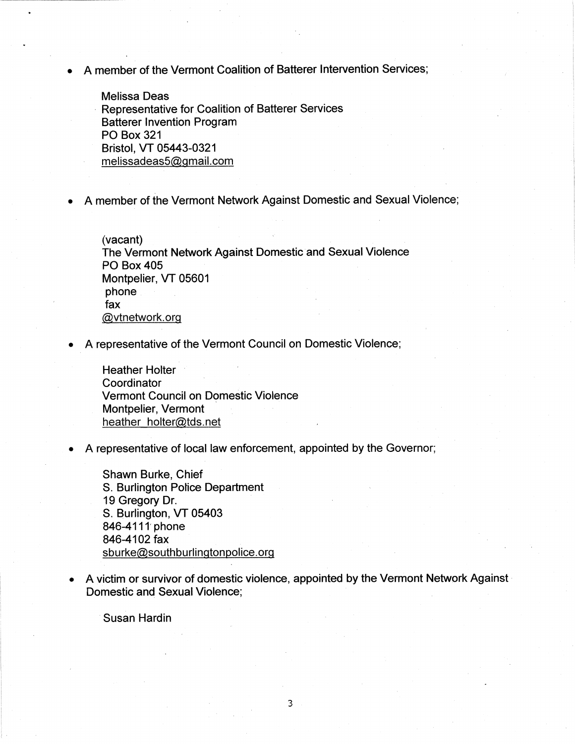- A member of the Vermont Coalition of Batterer Intervention Services;

  Melissa Deas
  Representative for Coalition of Batterer Services
  Batterer Invention Program
  PO Box 321
  Bristol, VT 05443-0321
  melissadeas5@gmail.com

- A member of the Vermont Network Against Domestic and Sexual Violence;

  (vacant)
  The Vermont Network Against Domestic and Sexual Violence
  PO Box 405
  Montpelier, VT 05601
  phone
  fax
  @vtnetwork.org

- A representative of the Vermont Council on Domestic Violence;

  Heather Holter
  Coordinator
  Vermont Council on Domestic Violence
  Montpelier, Vermont
  heather_holter@tds.net

- A representative of local law enforcement, appointed by the Governor;

  Shawn Burke, Chief
  S. Burlington Police Department
  19 Gregory Dr.
  S. Burlington, VT 05403
  846-4111 phone
  846-4102 fax
  sburke@southburlingtonpolice.org

- A victim or survivor of domestic violence, appointed by the Vermont Network Against Domestic and Sexual Violence;

  Susan Hardin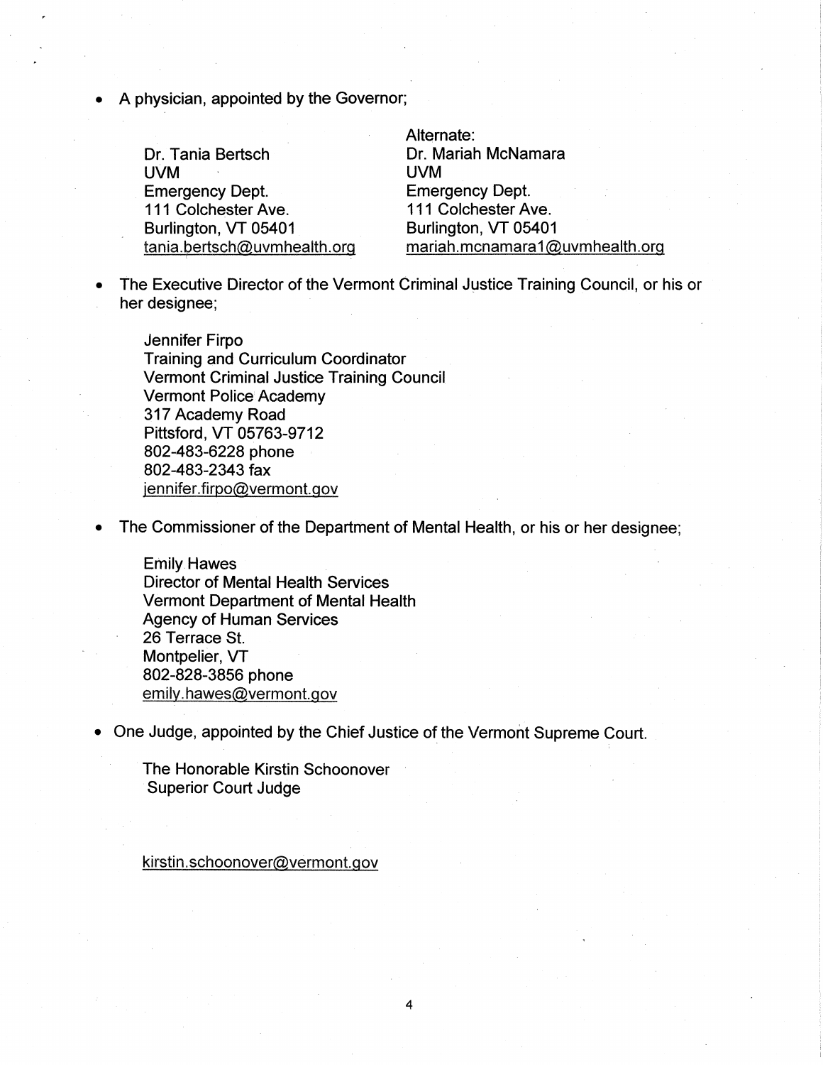- A physician, appointed by the Governor;

| | |
|---|---|
| | Alternate: |
| Dr. Tania Bertsch | Dr. Mariah McNamara |
| UVM | UVM |
| Emergency Dept. | Emergency Dept. |
| 111 Colchester Ave. | 111 Colchester Ave. |
| Burlington, VT 05401 | Burlington, VT 05401 |
| tania.bertsch@uvmhealth.org | mariah.mcnamara1@uvmhealth.org |

- The Executive Director of the Vermont Criminal Justice Training Council, or his or her designee;

  Jennifer Firpo
  Training and Curriculum Coordinator
  Vermont Criminal Justice Training Council
  Vermont Police Academy
  317 Academy Road
  Pittsford, VT 05763-9712
  802-483-6228 phone
  802-483-2343 fax
  jennifer.firpo@vermont.gov

- The Commissioner of the Department of Mental Health, or his or her designee;

  Emily Hawes
  Director of Mental Health Services
  Vermont Department of Mental Health
  Agency of Human Services
  26 Terrace St.
  Montpelier, VT
  802-828-3856 phone
  emily.hawes@vermont.gov

- One Judge, appointed by the Chief Justice of the Vermont Supreme Court.

  The Honorable Kirstin Schoonover
  Superior Court Judge

  kirstin.schoonover@vermont.gov